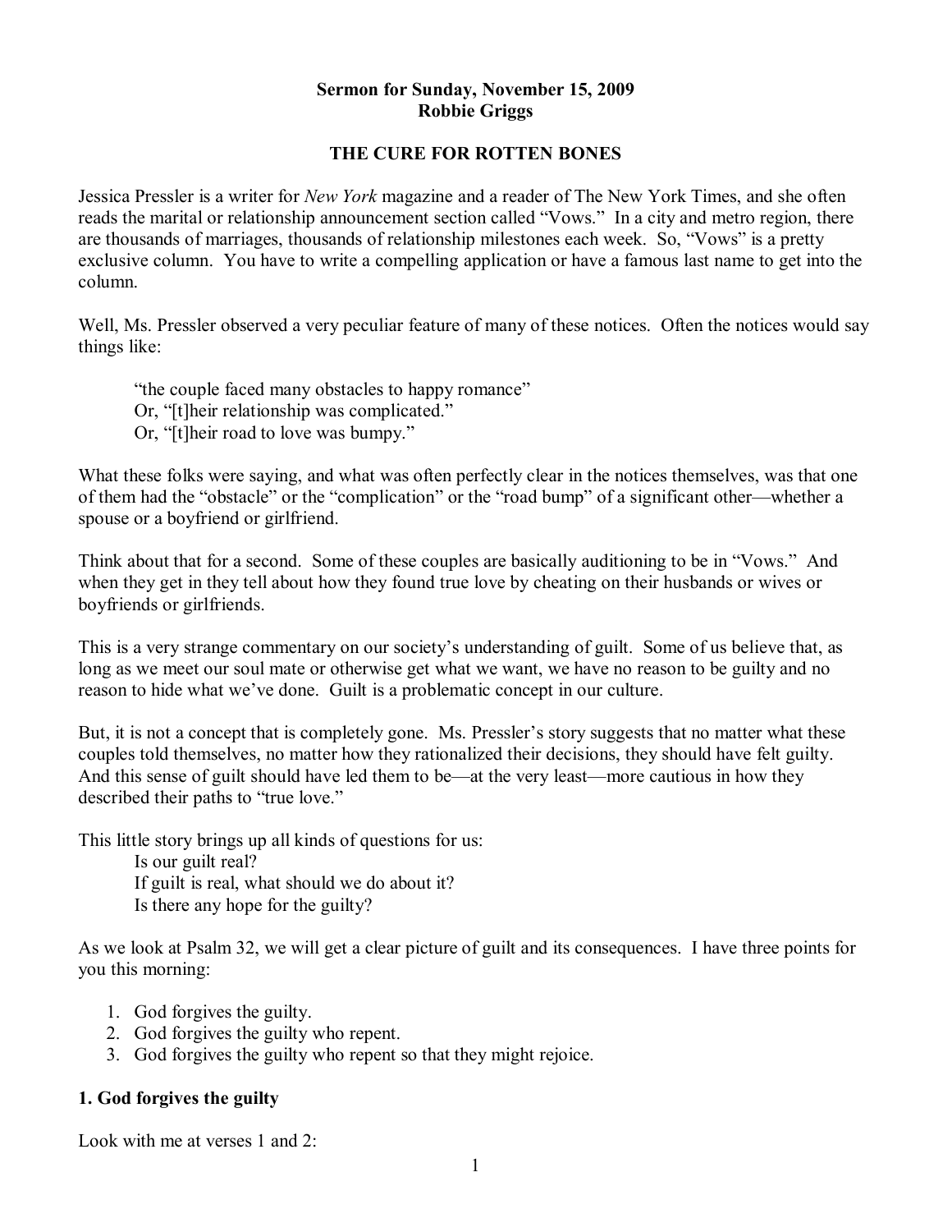**Sermon for Sunday, November 15, 2009**
**Robbie Griggs**

# THE CURE FOR ROTTEN BONES

Jessica Pressler is a writer for *New York* magazine and a reader of The New York Times, and she often reads the marital or relationship announcement section called "Vows." In a city and metro region, there are thousands of marriages, thousands of relationship milestones each week. So, "Vows" is a pretty exclusive column. You have to write a compelling application or have a famous last name to get into the column.

Well, Ms. Pressler observed a very peculiar feature of many of these notices. Often the notices would say things like:

> "the couple faced many obstacles to happy romance"
> Or, "[t]heir relationship was complicated."
> Or, "[t]heir road to love was bumpy."

What these folks were saying, and what was often perfectly clear in the notices themselves, was that one of them had the "obstacle" or the "complication" or the "road bump" of a significant other—whether a spouse or a boyfriend or girlfriend.

Think about that for a second. Some of these couples are basically auditioning to be in "Vows." And when they get in they tell about how they found true love by cheating on their husbands or wives or boyfriends or girlfriends.

This is a very strange commentary on our society's understanding of guilt. Some of us believe that, as long as we meet our soul mate or otherwise get what we want, we have no reason to be guilty and no reason to hide what we've done. Guilt is a problematic concept in our culture.

But, it is not a concept that is completely gone. Ms. Pressler's story suggests that no matter what these couples told themselves, no matter how they rationalized their decisions, they should have felt guilty. And this sense of guilt should have led them to be—at the very least—more cautious in how they described their paths to "true love."

This little story brings up all kinds of questions for us:

> Is our guilt real?
> If guilt is real, what should we do about it?
> Is there any hope for the guilty?

As we look at Psalm 32, we will get a clear picture of guilt and its consequences. I have three points for you this morning:

1. God forgives the guilty.
2. God forgives the guilty who repent.
3. God forgives the guilty who repent so that they might rejoice.

## 1. God forgives the guilty

Look with me at verses 1 and 2: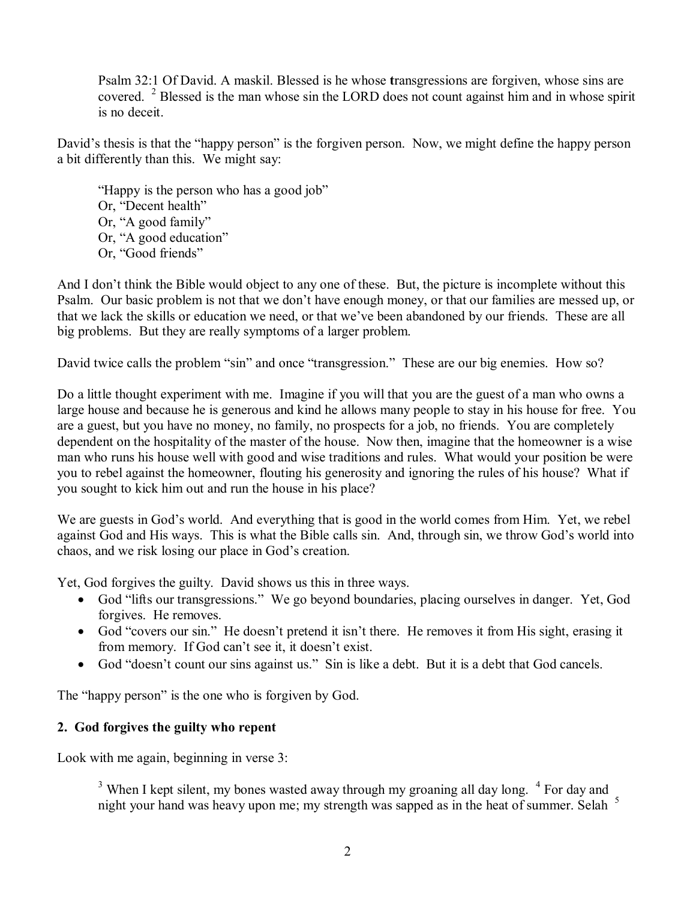> Psalm 32:1 Of David. A maskil. Blessed is he whose **t**ransgressions are forgiven, whose sins are covered. [2] Blessed is the man whose sin the LORD does not count against him and in whose spirit is no deceit.

David's thesis is that the "happy person" is the forgiven person. Now, we might define the happy person a bit differently than this. We might say:

> "Happy is the person who has a good job"
> Or, "Decent health"
> Or, "A good family"
> Or, "A good education"
> Or, "Good friends"

And I don't think the Bible would object to any one of these. But, the picture is incomplete without this Psalm. Our basic problem is not that we don't have enough money, or that our families are messed up, or that we lack the skills or education we need, or that we've been abandoned by our friends. These are all big problems. But they are really symptoms of a larger problem.

David twice calls the problem "sin" and once "transgression." These are our big enemies. How so?

Do a little thought experiment with me. Imagine if you will that you are the guest of a man who owns a large house and because he is generous and kind he allows many people to stay in his house for free. You are a guest, but you have no money, no family, no prospects for a job, no friends. You are completely dependent on the hospitality of the master of the house. Now then, imagine that the homeowner is a wise man who runs his house well with good and wise traditions and rules. What would your position be were you to rebel against the homeowner, flouting his generosity and ignoring the rules of his house? What if you sought to kick him out and run the house in his place?

We are guests in God's world. And everything that is good in the world comes from Him. Yet, we rebel against God and His ways. This is what the Bible calls sin. And, through sin, we throw God's world into chaos, and we risk losing our place in God's creation.

Yet, God forgives the guilty. David shows us this in three ways.

- God "lifts our transgressions." We go beyond boundaries, placing ourselves in danger. Yet, God forgives. He removes.
- God "covers our sin." He doesn't pretend it isn't there. He removes it from His sight, erasing it from memory. If God can't see it, it doesn't exist.
- God "doesn't count our sins against us." Sin is like a debt. But it is a debt that God cancels.

The "happy person" is the one who is forgiven by God.

**2. God forgives the guilty who repent**

Look with me again, beginning in verse 3:

> [3] When I kept silent, my bones wasted away through my groaning all day long. [4] For day and night your hand was heavy upon me; my strength was sapped as in the heat of summer. Selah [5]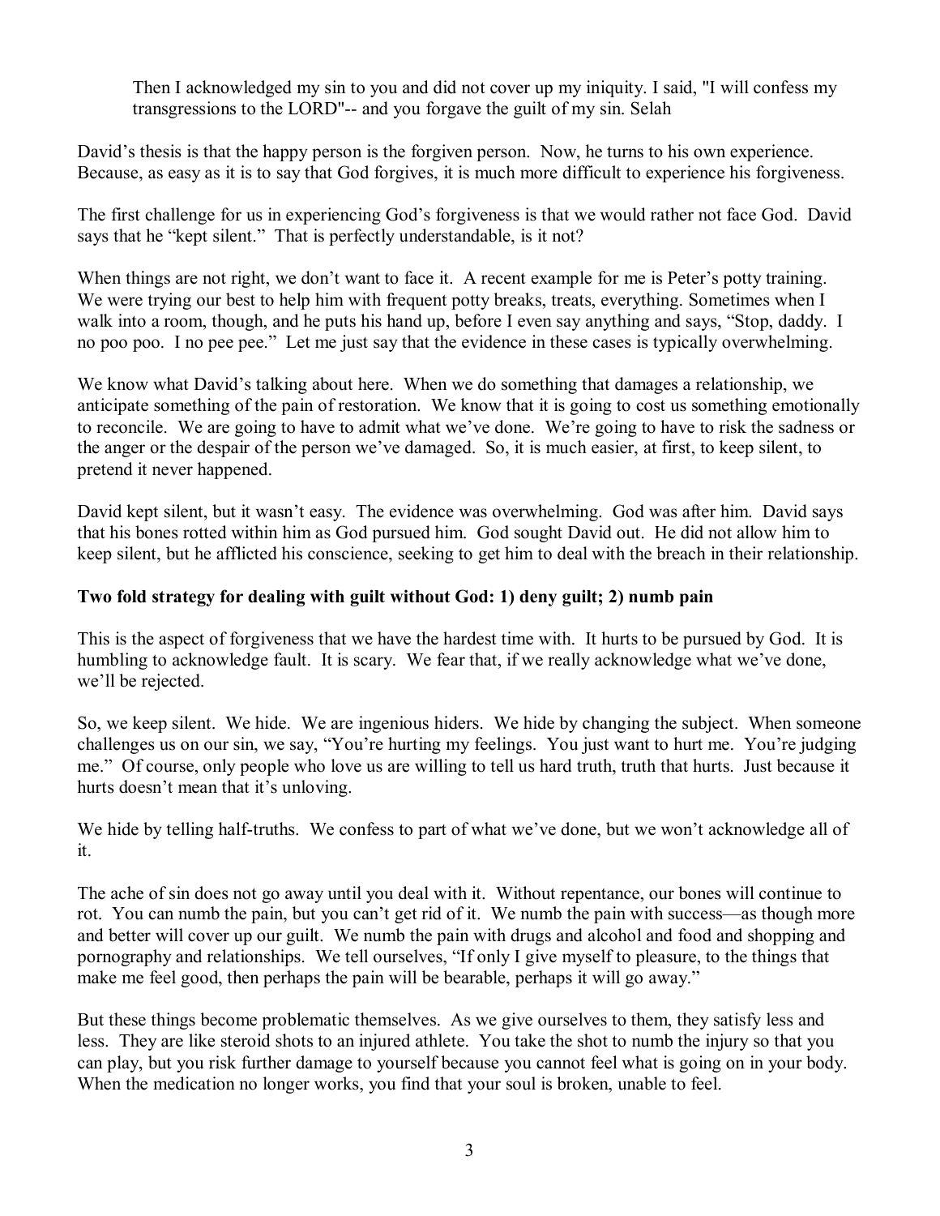> Then I acknowledged my sin to you and did not cover up my iniquity. I said, "I will confess my transgressions to the LORD"-- and you forgave the guilt of my sin. Selah

David's thesis is that the happy person is the forgiven person. Now, he turns to his own experience. Because, as easy as it is to say that God forgives, it is much more difficult to experience his forgiveness.

The first challenge for us in experiencing God's forgiveness is that we would rather not face God. David says that he "kept silent." That is perfectly understandable, is it not?

When things are not right, we don't want to face it. A recent example for me is Peter's potty training. We were trying our best to help him with frequent potty breaks, treats, everything. Sometimes when I walk into a room, though, and he puts his hand up, before I even say anything and says, "Stop, daddy. I no poo poo. I no pee pee." Let me just say that the evidence in these cases is typically overwhelming.

We know what David's talking about here. When we do something that damages a relationship, we anticipate something of the pain of restoration. We know that it is going to cost us something emotionally to reconcile. We are going to have to admit what we've done. We're going to have to risk the sadness or the anger or the despair of the person we've damaged. So, it is much easier, at first, to keep silent, to pretend it never happened.

David kept silent, but it wasn't easy. The evidence was overwhelming. God was after him. David says that his bones rotted within him as God pursued him. God sought David out. He did not allow him to keep silent, but he afflicted his conscience, seeking to get him to deal with the breach in their relationship.

**Two fold strategy for dealing with guilt without God: 1) deny guilt; 2) numb pain**

This is the aspect of forgiveness that we have the hardest time with. It hurts to be pursued by God. It is humbling to acknowledge fault. It is scary. We fear that, if we really acknowledge what we've done, we'll be rejected.

So, we keep silent. We hide. We are ingenious hiders. We hide by changing the subject. When someone challenges us on our sin, we say, "You're hurting my feelings. You just want to hurt me. You're judging me." Of course, only people who love us are willing to tell us hard truth, truth that hurts. Just because it hurts doesn't mean that it's unloving.

We hide by telling half-truths. We confess to part of what we've done, but we won't acknowledge all of it.

The ache of sin does not go away until you deal with it. Without repentance, our bones will continue to rot. You can numb the pain, but you can't get rid of it. We numb the pain with success—as though more and better will cover up our guilt. We numb the pain with drugs and alcohol and food and shopping and pornography and relationships. We tell ourselves, "If only I give myself to pleasure, to the things that make me feel good, then perhaps the pain will be bearable, perhaps it will go away."

But these things become problematic themselves. As we give ourselves to them, they satisfy less and less. They are like steroid shots to an injured athlete. You take the shot to numb the injury so that you can play, but you risk further damage to yourself because you cannot feel what is going on in your body. When the medication no longer works, you find that your soul is broken, unable to feel.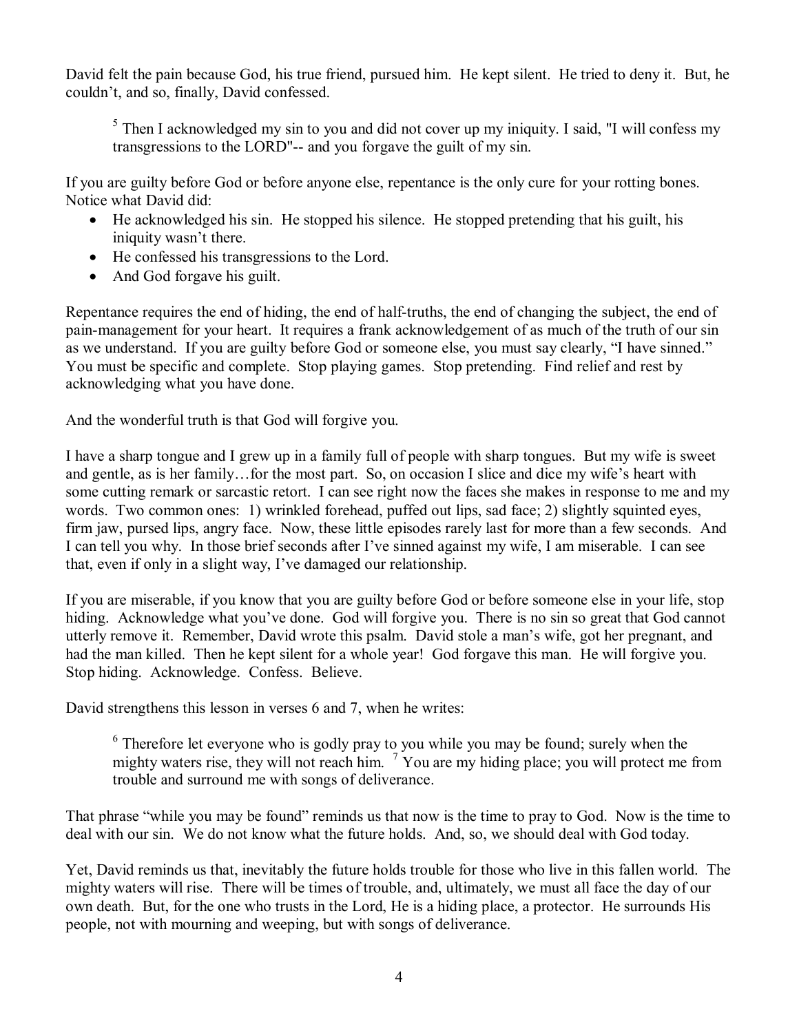David felt the pain because God, his true friend, pursued him. He kept silent. He tried to deny it. But, he couldn't, and so, finally, David confessed.

> [5] Then I acknowledged my sin to you and did not cover up my iniquity. I said, "I will confess my transgressions to the LORD"-- and you forgave the guilt of my sin.

If you are guilty before God or before anyone else, repentance is the only cure for your rotting bones. Notice what David did:

- He acknowledged his sin. He stopped his silence. He stopped pretending that his guilt, his iniquity wasn't there.
- He confessed his transgressions to the Lord.
- And God forgave his guilt.

Repentance requires the end of hiding, the end of half-truths, the end of changing the subject, the end of pain-management for your heart. It requires a frank acknowledgement of as much of the truth of our sin as we understand. If you are guilty before God or someone else, you must say clearly, "I have sinned." You must be specific and complete. Stop playing games. Stop pretending. Find relief and rest by acknowledging what you have done.

And the wonderful truth is that God will forgive you.

I have a sharp tongue and I grew up in a family full of people with sharp tongues. But my wife is sweet and gentle, as is her family…for the most part. So, on occasion I slice and dice my wife's heart with some cutting remark or sarcastic retort. I can see right now the faces she makes in response to me and my words. Two common ones: 1) wrinkled forehead, puffed out lips, sad face; 2) slightly squinted eyes, firm jaw, pursed lips, angry face. Now, these little episodes rarely last for more than a few seconds. And I can tell you why. In those brief seconds after I've sinned against my wife, I am miserable. I can see that, even if only in a slight way, I've damaged our relationship.

If you are miserable, if you know that you are guilty before God or before someone else in your life, stop hiding. Acknowledge what you've done. God will forgive you. There is no sin so great that God cannot utterly remove it. Remember, David wrote this psalm. David stole a man's wife, got her pregnant, and had the man killed. Then he kept silent for a whole year! God forgave this man. He will forgive you. Stop hiding. Acknowledge. Confess. Believe.

David strengthens this lesson in verses 6 and 7, when he writes:

> [6] Therefore let everyone who is godly pray to you while you may be found; surely when the mighty waters rise, they will not reach him. [7] You are my hiding place; you will protect me from trouble and surround me with songs of deliverance.

That phrase "while you may be found" reminds us that now is the time to pray to God. Now is the time to deal with our sin. We do not know what the future holds. And, so, we should deal with God today.

Yet, David reminds us that, inevitably the future holds trouble for those who live in this fallen world. The mighty waters will rise. There will be times of trouble, and, ultimately, we must all face the day of our own death. But, for the one who trusts in the Lord, He is a hiding place, a protector. He surrounds His people, not with mourning and weeping, but with songs of deliverance.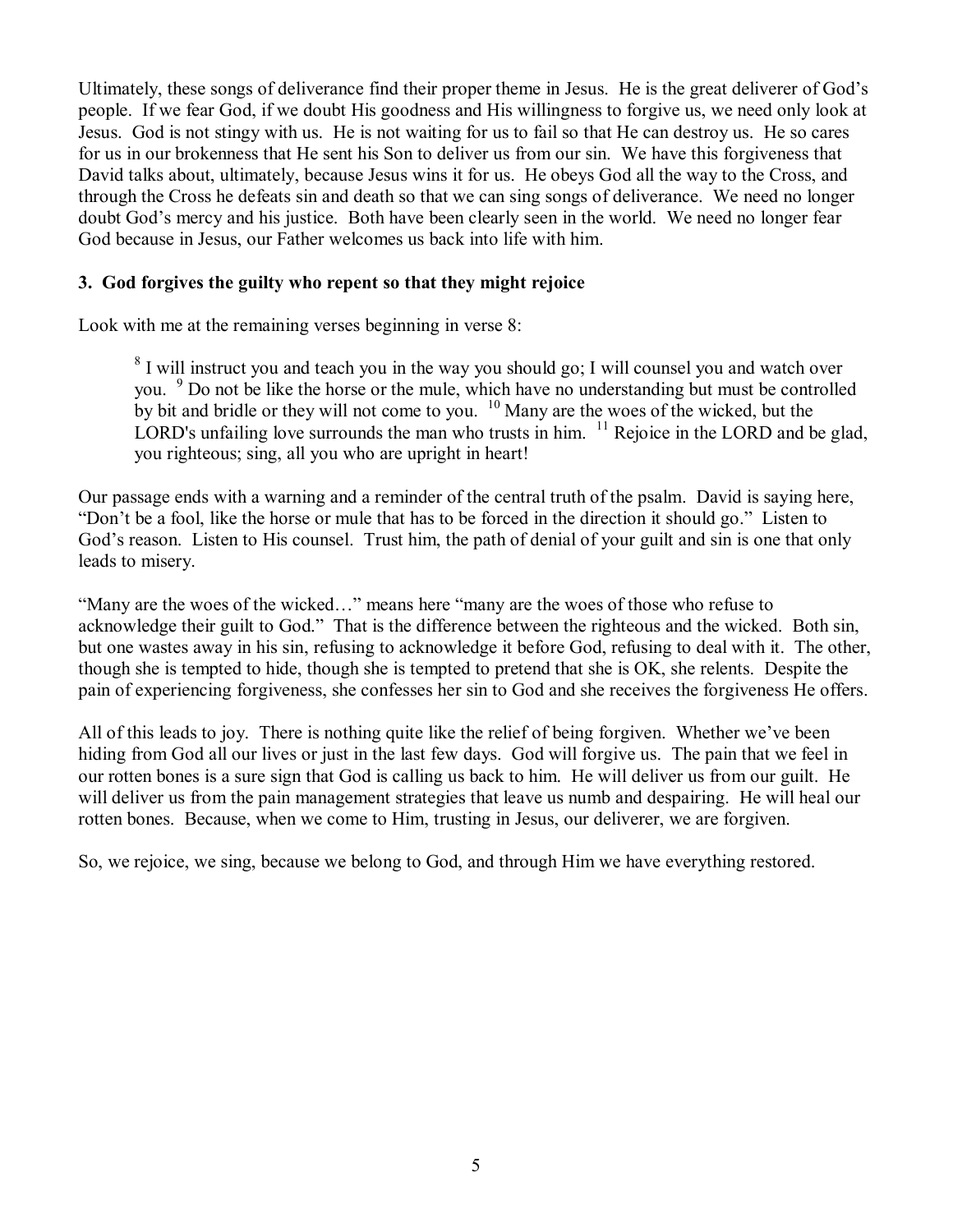Ultimately, these songs of deliverance find their proper theme in Jesus. He is the great deliverer of God's people. If we fear God, if we doubt His goodness and His willingness to forgive us, we need only look at Jesus. God is not stingy with us. He is not waiting for us to fail so that He can destroy us. He so cares for us in our brokenness that He sent his Son to deliver us from our sin. We have this forgiveness that David talks about, ultimately, because Jesus wins it for us. He obeys God all the way to the Cross, and through the Cross he defeats sin and death so that we can sing songs of deliverance. We need no longer doubt God's mercy and his justice. Both have been clearly seen in the world. We need no longer fear God because in Jesus, our Father welcomes us back into life with him.

### 3. God forgives the guilty who repent so that they might rejoice

Look with me at the remaining verses beginning in verse 8:

> [8] I will instruct you and teach you in the way you should go; I will counsel you and watch over you. [9] Do not be like the horse or the mule, which have no understanding but must be controlled by bit and bridle or they will not come to you. [10] Many are the woes of the wicked, but the LORD's unfailing love surrounds the man who trusts in him. [11] Rejoice in the LORD and be glad, you righteous; sing, all you who are upright in heart!

Our passage ends with a warning and a reminder of the central truth of the psalm. David is saying here, "Don't be a fool, like the horse or mule that has to be forced in the direction it should go." Listen to God's reason. Listen to His counsel. Trust him, the path of denial of your guilt and sin is one that only leads to misery.

"Many are the woes of the wicked…" means here "many are the woes of those who refuse to acknowledge their guilt to God." That is the difference between the righteous and the wicked. Both sin, but one wastes away in his sin, refusing to acknowledge it before God, refusing to deal with it. The other, though she is tempted to hide, though she is tempted to pretend that she is OK, she relents. Despite the pain of experiencing forgiveness, she confesses her sin to God and she receives the forgiveness He offers.

All of this leads to joy. There is nothing quite like the relief of being forgiven. Whether we've been hiding from God all our lives or just in the last few days. God will forgive us. The pain that we feel in our rotten bones is a sure sign that God is calling us back to him. He will deliver us from our guilt. He will deliver us from the pain management strategies that leave us numb and despairing. He will heal our rotten bones. Because, when we come to Him, trusting in Jesus, our deliverer, we are forgiven.

So, we rejoice, we sing, because we belong to God, and through Him we have everything restored.